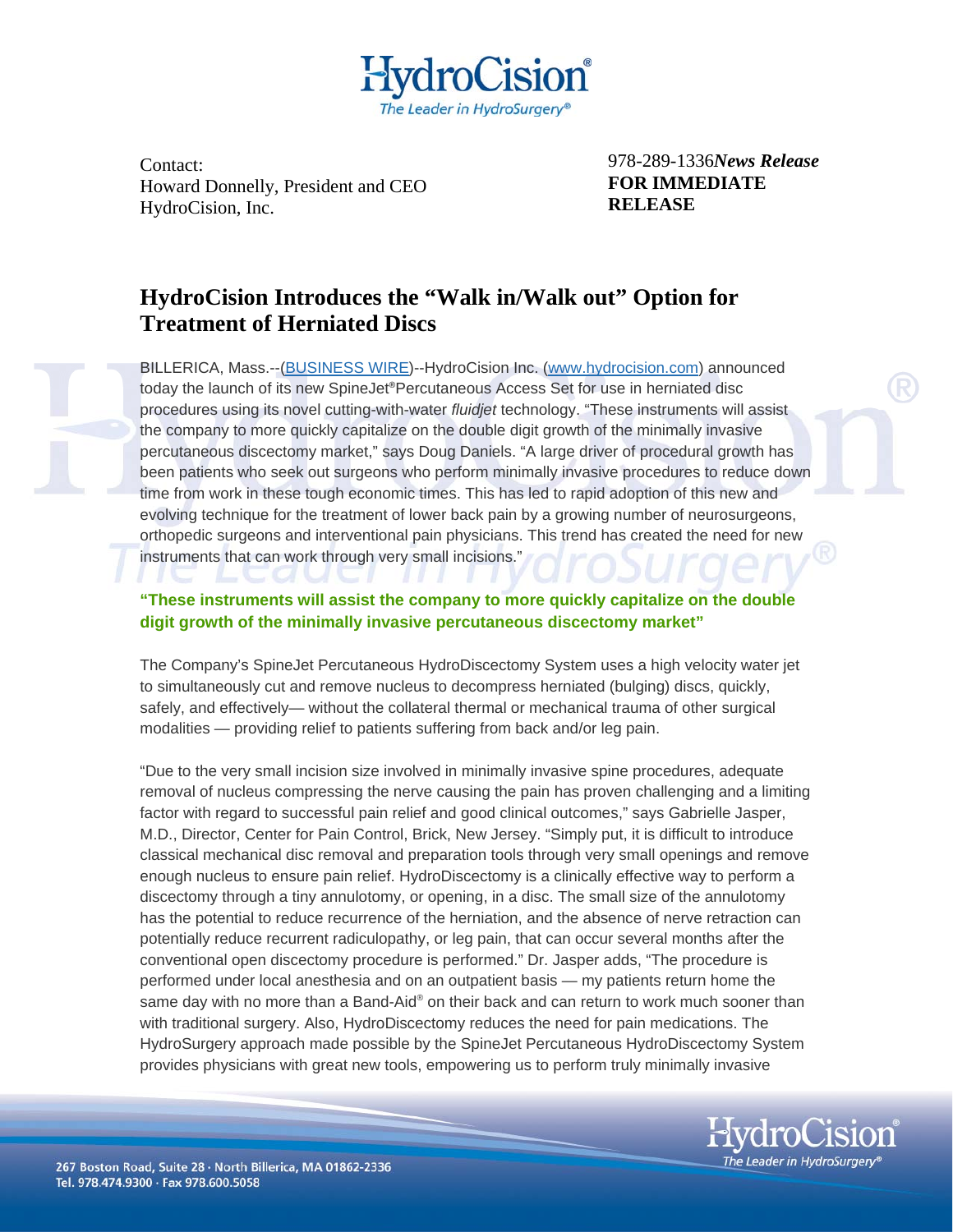Contact:
Howard Donnelly, President and CEO
HydroCision, Inc.

978-289-1336 ***News Release***
**FOR IMMEDIATE RELEASE**

# HydroCision Introduces the "Walk in/Walk out" Option for Treatment of Herniated Discs

BILLERICA, Mass.--(BUSINESS WIRE)--HydroCision Inc. (www.hydrocision.com) announced today the launch of its new SpineJet® Percutaneous Access Set for use in herniated disc procedures using its novel cutting-with-water *fluidjet* technology. "These instruments will assist the company to more quickly capitalize on the double digit growth of the minimally invasive percutaneous discectomy market," says Doug Daniels. "A large driver of procedural growth has been patients who seek out surgeons who perform minimally invasive procedures to reduce down time from work in these tough economic times. This has led to rapid adoption of this new and evolving technique for the treatment of lower back pain by a growing number of neurosurgeons, orthopedic surgeons and interventional pain physicians. This trend has created the need for new instruments that can work through very small incisions."

**"These instruments will assist the company to more quickly capitalize on the double digit growth of the minimally invasive percutaneous discectomy market"**

The Company's SpineJet Percutaneous HydroDiscectomy System uses a high velocity water jet to simultaneously cut and remove nucleus to decompress herniated (bulging) discs, quickly, safely, and effectively— without the collateral thermal or mechanical trauma of other surgical modalities — providing relief to patients suffering from back and/or leg pain.

"Due to the very small incision size involved in minimally invasive spine procedures, adequate removal of nucleus compressing the nerve causing the pain has proven challenging and a limiting factor with regard to successful pain relief and good clinical outcomes," says Gabrielle Jasper, M.D., Director, Center for Pain Control, Brick, New Jersey. "Simply put, it is difficult to introduce classical mechanical disc removal and preparation tools through very small openings and remove enough nucleus to ensure pain relief. HydroDiscectomy is a clinically effective way to perform a discectomy through a tiny annulotomy, or opening, in a disc. The small size of the annulotomy has the potential to reduce recurrence of the herniation, and the absence of nerve retraction can potentially reduce recurrent radiculopathy, or leg pain, that can occur several months after the conventional open discectomy procedure is performed." Dr. Jasper adds, "The procedure is performed under local anesthesia and on an outpatient basis — my patients return home the same day with no more than a Band-Aid® on their back and can return to work much sooner than with traditional surgery. Also, HydroDiscectomy reduces the need for pain medications. The HydroSurgery approach made possible by the SpineJet Percutaneous HydroDiscectomy System provides physicians with great new tools, empowering us to perform truly minimally invasive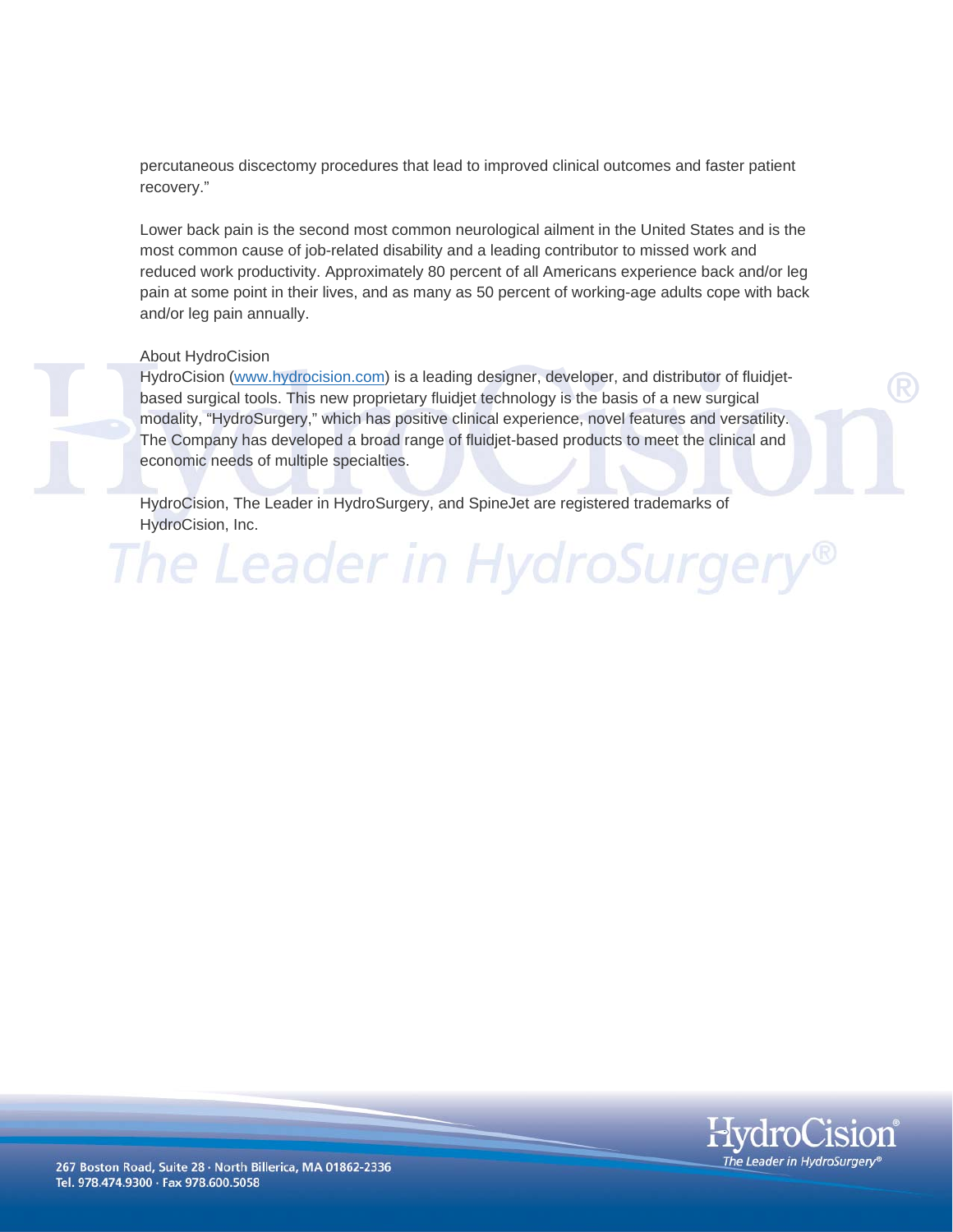percutaneous discectomy procedures that lead to improved clinical outcomes and faster patient recovery."

Lower back pain is the second most common neurological ailment in the United States and is the most common cause of job-related disability and a leading contributor to missed work and reduced work productivity. Approximately 80 percent of all Americans experience back and/or leg pain at some point in their lives, and as many as 50 percent of working-age adults cope with back and/or leg pain annually.

About HydroCision

HydroCision (www.hydrocision.com) is a leading designer, developer, and distributor of fluidjet-based surgical tools. This new proprietary fluidjet technology is the basis of a new surgical modality, "HydroSurgery," which has positive clinical experience, novel features and versatility. The Company has developed a broad range of fluidjet-based products to meet the clinical and economic needs of multiple specialties.

HydroCision, The Leader in HydroSurgery, and SpineJet are registered trademarks of HydroCision, Inc.

267 Boston Road, Suite 28 · North Billerica, MA 01862-2336
Tel. 978.474.9300 · Fax 978.600.5058